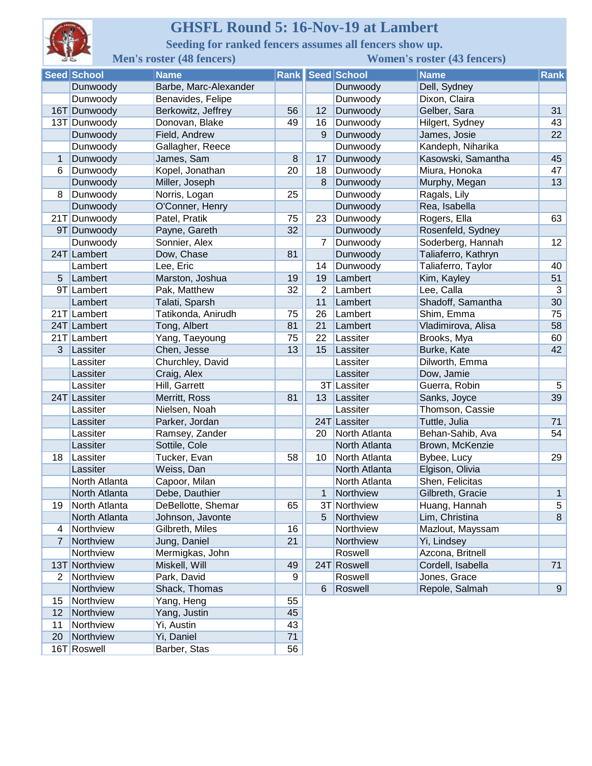# GHSFL Round 5: 16-Nov-19 at Lambert

Seeding for ranked fencers assumes all fencers show up.

## Men's roster (48 fencers)

| Seed | School | Name | Rank |
|---|---|---|---|
| | Dunwoody | Barbe, Marc-Alexander | |
| | Dunwoody | Benavides, Felipe | |
| 16T | Dunwoody | Berkowitz, Jeffrey | 56 |
| 13T | Dunwoody | Donovan, Blake | 49 |
| | Dunwoody | Field, Andrew | |
| | Dunwoody | Gallagher, Reece | |
| 1 | Dunwoody | James, Sam | 8 |
| 6 | Dunwoody | Kopel, Jonathan | 20 |
| | Dunwoody | Miller, Joseph | |
| 8 | Dunwoody | Norris, Logan | 25 |
| | Dunwoody | O'Conner, Henry | |
| 21T | Dunwoody | Patel, Pratik | 75 |
| 9T | Dunwoody | Payne, Gareth | 32 |
| | Dunwoody | Sonnier, Alex | |
| 24T | Lambert | Dow, Chase | 81 |
| | Lambert | Lee, Eric | |
| 5 | Lambert | Marston, Joshua | 19 |
| 9T | Lambert | Pak, Matthew | 32 |
| | Lambert | Talati, Sparsh | |
| 21T | Lambert | Tatikonda, Anirudh | 75 |
| 24T | Lambert | Tong, Albert | 81 |
| 21T | Lambert | Yang, Taeyoung | 75 |
| 3 | Lassiter | Chen, Jesse | 13 |
| | Lassiter | Churchley, David | |
| | Lassiter | Craig, Alex | |
| | Lassiter | Hill, Garrett | |
| 24T | Lassiter | Merritt, Ross | 81 |
| | Lassiter | Nielsen, Noah | |
| | Lassiter | Parker, Jordan | |
| | Lassiter | Ramsey, Zander | |
| | Lassiter | Sottile, Cole | |
| 18 | Lassiter | Tucker, Evan | 58 |
| | Lassiter | Weiss, Dan | |
| | North Atlanta | Capoor, Milan | |
| | North Atlanta | Debe, Dauthier | |
| 19 | North Atlanta | DeBellotte, Shemar | 65 |
| | North Atlanta | Johnson, Javonte | |
| 4 | Northview | Gilbreth, Miles | 16 |
| 7 | Northview | Jung, Daniel | 21 |
| | Northview | Mermigkas, John | |
| 13T | Northview | Miskell, Will | 49 |
| 2 | Northview | Park, David | 9 |
| | Northview | Shack, Thomas | |
| 15 | Northview | Yang, Heng | 55 |
| 12 | Northview | Yang, Justin | 45 |
| 11 | Northview | Yi, Austin | 43 |
| 20 | Northview | Yi, Daniel | 71 |
| 16T | Roswell | Barber, Stas | 56 |

## Women's roster (43 fencers)

| Seed | School | Name | Rank |
|---|---|---|---|
| | Dunwoody | Dell, Sydney | |
| | Dunwoody | Dixon, Claira | |
| 12 | Dunwoody | Gelber, Sara | 31 |
| 16 | Dunwoody | Hilgert, Sydney | 43 |
| 9 | Dunwoody | James, Josie | 22 |
| | Dunwoody | Kandeph, Niharika | |
| 17 | Dunwoody | Kasowski, Samantha | 45 |
| 18 | Dunwoody | Miura, Honoka | 47 |
| 8 | Dunwoody | Murphy, Megan | 13 |
| | Dunwoody | Ragals, Lily | |
| | Dunwoody | Rea, Isabella | |
| 23 | Dunwoody | Rogers, Ella | 63 |
| | Dunwoody | Rosenfeld, Sydney | |
| 7 | Dunwoody | Soderberg, Hannah | 12 |
| | Dunwoody | Taliaferro, Kathryn | |
| 14 | Dunwoody | Taliaferro, Taylor | 40 |
| 19 | Lambert | Kim, Kayley | 51 |
| 2 | Lambert | Lee, Calla | 3 |
| 11 | Lambert | Shadoff, Samantha | 30 |
| 26 | Lambert | Shim, Emma | 75 |
| 21 | Lambert | Vladimirova, Alisa | 58 |
| 22 | Lassiter | Brooks, Mya | 60 |
| 15 | Lassiter | Burke, Kate | 42 |
| | Lassiter | Dilworth, Emma | |
| | Lassiter | Dow, Jamie | |
| 3T | Lassiter | Guerra, Robin | 5 |
| 13 | Lassiter | Sanks, Joyce | 39 |
| | Lassiter | Thomson, Cassie | |
| 24T | Lassiter | Tuttle, Julia | 71 |
| 20 | North Atlanta | Behan-Sahib, Ava | 54 |
| | North Atlanta | Brown, McKenzie | |
| 10 | North Atlanta | Bybee, Lucy | 29 |
| | North Atlanta | Elgison, Olivia | |
| | North Atlanta | Shen, Felicitas | |
| 1 | Northview | Gilbreth, Gracie | 1 |
| 3T | Northview | Huang, Hannah | 5 |
| 5 | Northview | Lim, Christina | 8 |
| | Northview | Mazlout, Mayssam | |
| | Northview | Yi, Lindsey | |
| | Roswell | Azcona, Britnell | |
| 24T | Roswell | Cordell, Isabella | 71 |
| | Roswell | Jones, Grace | |
| 6 | Roswell | Repole, Salmah | 9 |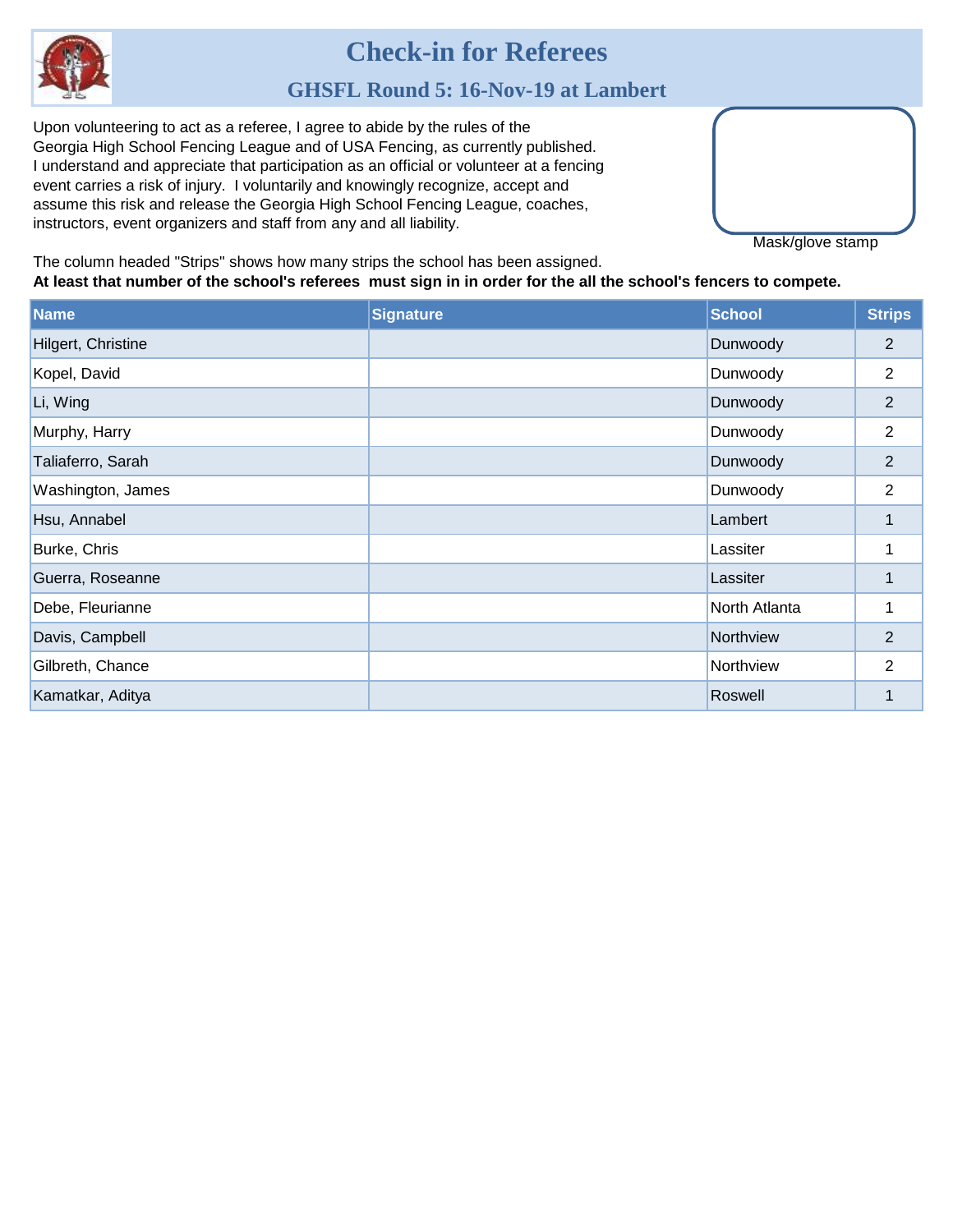# Check-in for Referees

## GHSFL Round 5: 16-Nov-19 at Lambert

Upon volunteering to act as a referee, I agree to abide by the rules of the Georgia High School Fencing League and of USA Fencing, as currently published. I understand and appreciate that participation as an official or volunteer at a fencing event carries a risk of injury. I voluntarily and knowingly recognize, accept and assume this risk and release the Georgia High School Fencing League, coaches, instructors, event organizers and staff from any and all liability.

Mask/glove stamp

The column headed "Strips" shows how many strips the school has been assigned.
**At least that number of the school's referees must sign in in order for the all the school's fencers to compete.**

| Name | Signature | School | Strips |
|---|---|---|---|
| Hilgert, Christine | | Dunwoody | 2 |
| Kopel, David | | Dunwoody | 2 |
| Li, Wing | | Dunwoody | 2 |
| Murphy, Harry | | Dunwoody | 2 |
| Taliaferro, Sarah | | Dunwoody | 2 |
| Washington, James | | Dunwoody | 2 |
| Hsu, Annabel | | Lambert | 1 |
| Burke, Chris | | Lassiter | 1 |
| Guerra, Roseanne | | Lassiter | 1 |
| Debe, Fleurianne | | North Atlanta | 1 |
| Davis, Campbell | | Northview | 2 |
| Gilbreth, Chance | | Northview | 2 |
| Kamatkar, Aditya | | Roswell | 1 |